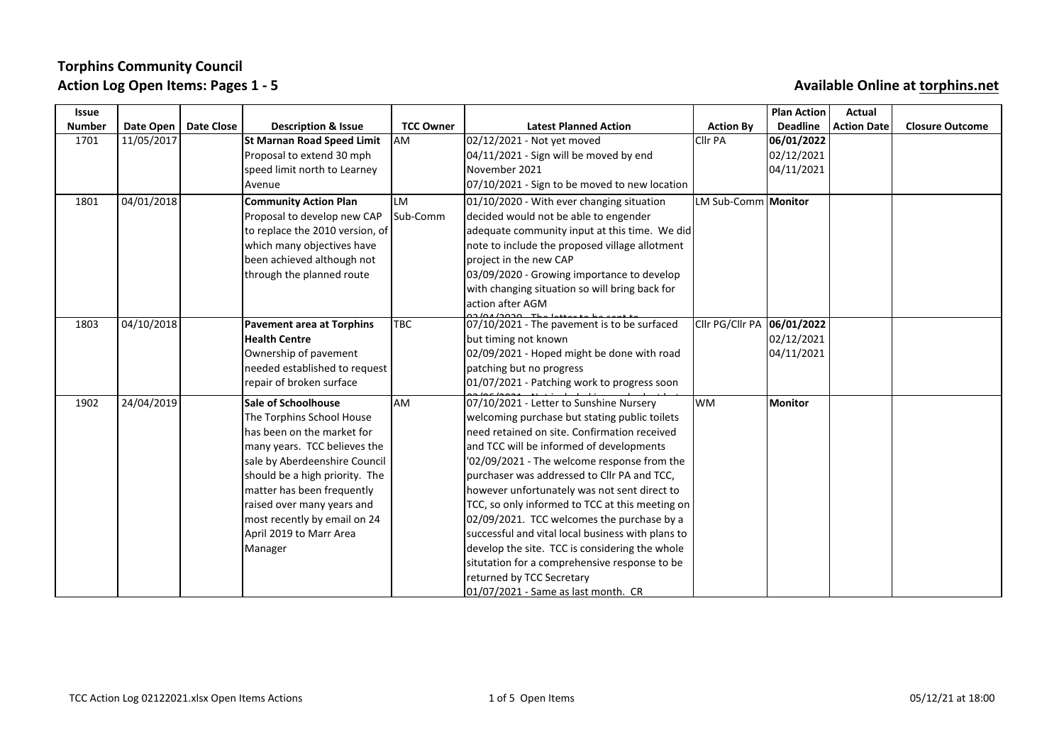# Torphins Community Council

## Action Log Open Items: Pages 1 - 5

**Available Online at torphins.net**

| Issue Number | Date Open | Date Close | Description & Issue | TCC Owner | Latest Planned Action | Action By | Plan Action Deadline | Actual Action Date | Closure Outcome |
|---|---|---|---|---|---|---|---|---|---|
| 1701 | 11/05/2017 | | **St Marnan Road Speed Limit** Proposal to extend 30 mph speed limit north to Learney Avenue | AM | 02/12/2021 - Not yet moved<br>04/11/2021 - Sign will be moved by end November 2021<br>07/10/2021 - Sign to be moved to new location | Cllr PA | **06/01/2022**<br>02/12/2021<br>04/11/2021 | | |
| 1801 | 04/01/2018 | | **Community Action Plan** Proposal to develop new CAP to replace the 2010 version, of which many objectives have been achieved although not through the planned route | LM Sub-Comm | 01/10/2020 - With ever changing situation decided would not be able to engender adequate community input at this time. We did note to include the proposed village allotment project in the new CAP<br>03/09/2020 - Growing importance to develop with changing situation so will bring back for action after AGM | LM Sub-Comm | **Monitor** | | |
| 1803 | 04/10/2018 | | **Pavement area at Torphins Health Centre** Ownership of pavement needed established to request repair of broken surface | TBC | 07/10/2021 - The pavement is to be surfaced but timing not known<br>02/09/2021 - Hoped might be done with road patching but no progress<br>01/07/2021 - Patching work to progress soon | Cllr PG/Cllr PA | **06/01/2022**<br>02/12/2021<br>04/11/2021 | | |
| 1902 | 24/04/2019 | | **Sale of Schoolhouse** The Torphins School House has been on the market for many years. TCC believes the sale by Aberdeenshire Council should be a high priority. The matter has been frequently raised over many years and most recently by email on 24 April 2019 to Marr Area Manager | AM | 07/10/2021 - Letter to Sunshine Nursery welcoming purchase but stating public toilets need retained on site. Confirmation received and TCC will be informed of developments<br>'02/09/2021 - The welcome response from the purchaser was addressed to Cllr PA and TCC, however unfortunately was not sent direct to TCC, so only informed to TCC at this meeting on 02/09/2021. TCC welcomes the purchase by a successful and vital local business with plans to develop the site. TCC is considering the whole situtation for a comprehensive response to be returned by TCC Secretary<br>01/07/2021 - Same as last month. CR | WM | **Monitor** | | |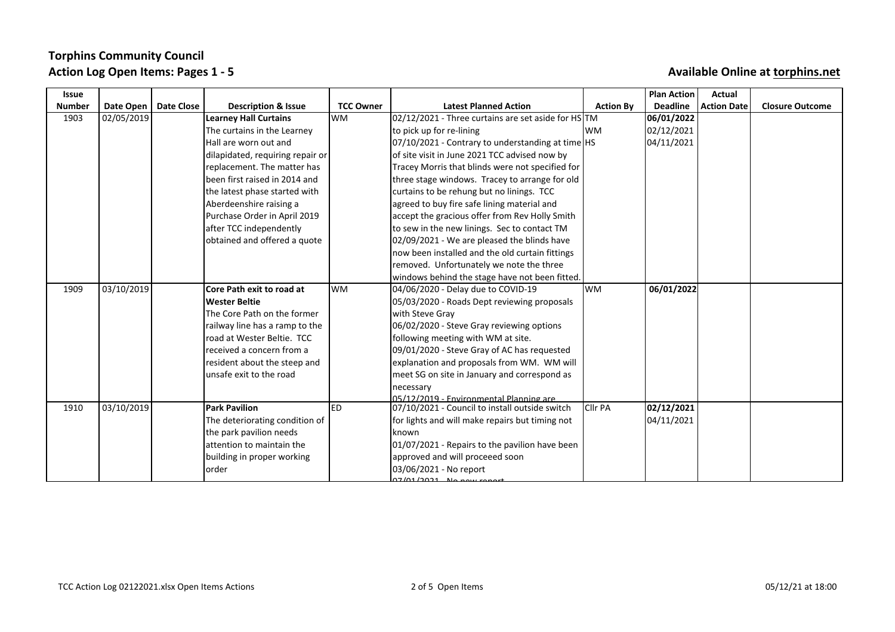# Torphins Community Council

## Action Log Open Items: Pages 1 - 5

**Available Online at torphins.net**

| Issue Number | Date Open | Date Close | Description & Issue | TCC Owner | Latest Planned Action | Action By | Plan Action Deadline | Actual Action Date | Closure Outcome |
|---|---|---|---|---|---|---|---|---|---|
| 1903 | 02/05/2019 | | **Learney Hall Curtains** The curtains in the Learney Hall are worn out and dilapidated, requiring repair or replacement. The matter has been first raised in 2014 and the latest phase started with Aberdeenshire raising a Purchase Order in April 2019 after TCC independently obtained and offered a quote | WM | 02/12/2021 - Three curtains are set aside for HS to pick up for re-lining 07/10/2021 - Contrary to understanding at time of site visit in June 2021 TCC advised now by Tracey Morris that blinds were not specified for three stage windows. Tracey to arrange for old curtains to be rehung but no linings. TCC agreed to buy fire safe lining material and accept the gracious offer from Rev Holly Smith to sew in the new linings. Sec to contact TM 02/09/2021 - We are pleased the blinds have now been installed and the old curtain fittings removed. Unfortunately we note the three windows behind the stage have not been fitted. | TM WM HS | **06/01/2022** 02/12/2021 04/11/2021 | | |
| 1909 | 03/10/2019 | | **Core Path exit to road at Wester Beltie** The Core Path on the former railway line has a ramp to the road at Wester Beltie. TCC received a concern from a resident about the steep and unsafe exit to the road | WM | 04/06/2020 - Delay due to COVID-19 05/03/2020 - Roads Dept reviewing proposals with Steve Gray 06/02/2020 - Steve Gray reviewing options following meeting with WM at site. 09/01/2020 - Steve Gray of AC has requested explanation and proposals from WM. WM will meet SG on site in January and correspond as necessary 05/12/2019 - Environmental Planning are | WM | **06/01/2022** | | |
| 1910 | 03/10/2019 | | **Park Pavilion** The deteriorating condition of the park pavilion needs attention to maintain the building in proper working order | ED | 07/10/2021 - Council to install outside switch for lights and will make repairs but timing not known 01/07/2021 - Repairs to the pavilion have been approved and will proceeed soon 03/06/2021 - No report 07/01/2021 - No new report | Cllr PA | **02/12/2021** 04/11/2021 | | |

TCC Action Log 02122021.xlsx Open Items Actions | Open Items | 05/12/21 at 18:00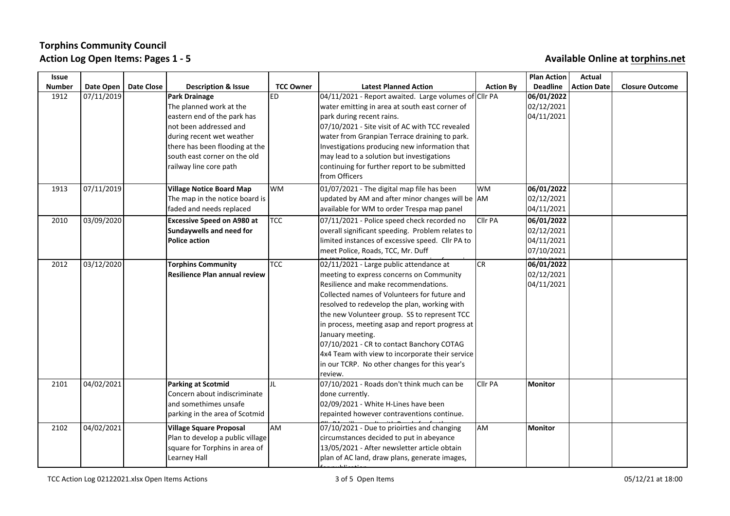# Torphins Community Council

## Action Log Open Items: Pages 1 - 5

**Available Online at torphins.net**

| Issue Number | Date Open | Date Close | Description & Issue | TCC Owner | Latest Planned Action | Action By | Plan Action Deadline | Actual Action Date | Closure Outcome |
|---|---|---|---|---|---|---|---|---|---|
| 1912 | 07/11/2019 | | **Park Drainage** The planned work at the eastern end of the park has not been addressed and during recent wet weather there has been flooding at the south east corner on the old railway line core path | ED | 04/11/2021 - Report awaited. Large volumes of water emitting in area at south east corner of park during recent rains. 07/10/2021 - Site visit of AC with TCC revealed water from Granpian Terrace draining to park. Investigations producing new information that may lead to a solution but investigations continuing for further report to be submitted from Officers | Cllr PA | **06/01/2022** 02/12/2021 04/11/2021 | | |
| 1913 | 07/11/2019 | | **Village Notice Board Map** The map in the notice board is faded and needs replaced | WM | 01/07/2021 - The digital map file has been updated by AM and after minor changes will be available for WM to order Trespa map panel | WM AM | **06/01/2022** 02/12/2021 04/11/2021 | | |
| 2010 | 03/09/2020 | | **Excessive Speed on A980 at Sundaywells and need for Police action** | TCC | 07/11/2021 - Police speed check recorded no overall significant speeding. Problem relates to limited instances of excessive speed. Cllr PA to meet Police, Roads, TCC, Mr. Duff | Cllr PA | **06/01/2022** 02/12/2021 04/11/2021 07/10/2021 | | |
| 2012 | 03/12/2020 | | **Torphins Community Resilience Plan annual review** | TCC | 02/11/2021 - Large public attendance at meeting to express concerns on Community Resilience and make recommendations. Collected names of Volunteers for future and resolved to redevelop the plan, working with the new Volunteer group. SS to represent TCC in process, meeting asap and report progress at January meeting. 07/10/2021 - CR to contact Banchory COTAG 4x4 Team with view to incorporate their service in our TCRP. No other changes for this year's review. | CR | **06/01/2022** 02/12/2021 04/11/2021 | | |
| 2101 | 04/02/2021 | | **Parking at Scotmid** Concern about indiscriminate and somethimes unsafe parking in the area of Scotmid | JL | 07/10/2021 - Roads don't think much can be done currently. 02/09/2021 - White H-Lines have been repainted however contraventions continue. | Cllr PA | **Monitor** | | |
| 2102 | 04/02/2021 | | **Village Square Proposal** Plan to develop a public village square for Torphins in area of Learney Hall | AM | 07/10/2021 - Due to prioirties and changing circumstances decided to put in abeyance 13/05/2021 - After newsletter article obtain plan of AC land, draw plans, generate images, | AM | **Monitor** | | |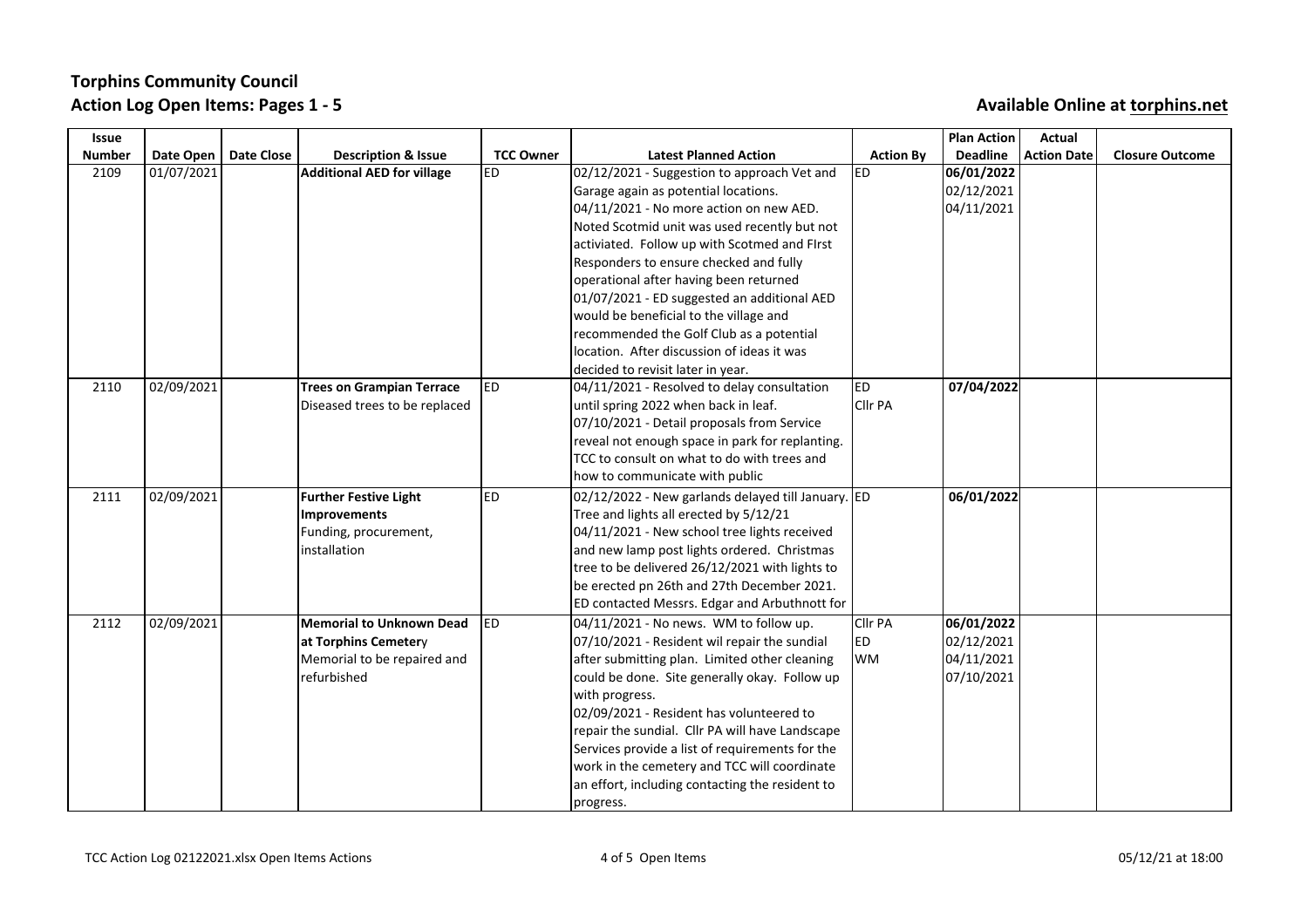# Torphins Community Council

## Action Log Open Items: Pages 1 - 5

**Available Online at torphins.net**

| Issue Number | Date Open | Date Close | Description & Issue | TCC Owner | Latest Planned Action | Action By | Plan Action Deadline | Actual Action Date | Closure Outcome |
|---|---|---|---|---|---|---|---|---|---|
| 2109 | 01/07/2021 | | **Additional AED for village** | ED | 02/12/2021 - Suggestion to approach Vet and Garage again as potential locations.<br>04/11/2021 - No more action on new AED. Noted Scotmid unit was used recently but not activiated. Follow up with Scotmed and FIrst Responders to ensure checked and fully operational after having been returned<br>01/07/2021 - ED suggested an additional AED would be beneficial to the village and recommended the Golf Club as a potential location. After discussion of ideas it was decided to revisit later in year. | ED | **06/01/2022**<br>02/12/2021<br>04/11/2021 | | |
| 2110 | 02/09/2021 | | **Trees on Grampian Terrace**<br>Diseased trees to be replaced | ED | 04/11/2021 - Resolved to delay consultation until spring 2022 when back in leaf.<br>07/10/2021 - Detail proposals from Service reveal not enough space in park for replanting. TCC to consult on what to do with trees and how to communicate with public | ED<br>Cllr PA | **07/04/2022** | | |
| 2111 | 02/09/2021 | | **Further Festive Light Improvements**<br>Funding, procurement, installation | ED | 02/12/2022 - New garlands delayed till January. Tree and lights all erected by 5/12/21<br>04/11/2021 - New school tree lights received and new lamp post lights ordered. Christmas tree to be delivered 26/12/2021 with lights to be erected pn 26th and 27th December 2021. ED contacted Messrs. Edgar and Arbuthnott for | ED | **06/01/2022** | | |
| 2112 | 02/09/2021 | | **Memorial to Unknown Dead at Torphins Cemetery**<br>Memorial to be repaired and refurbished | ED | 04/11/2021 - No news. WM to follow up.<br>07/10/2021 - Resident wil repair the sundial after submitting plan. Limited other cleaning could be done. Site generally okay. Follow up with progress.<br>02/09/2021 - Resident has volunteered to repair the sundial. Cllr PA will have Landscape Services provide a list of requirements for the work in the cemetery and TCC will coordinate an effort, including contacting the resident to progress. | Cllr PA<br>ED<br>WM | **06/01/2022**<br>02/12/2021<br>04/11/2021<br>07/10/2021 | | |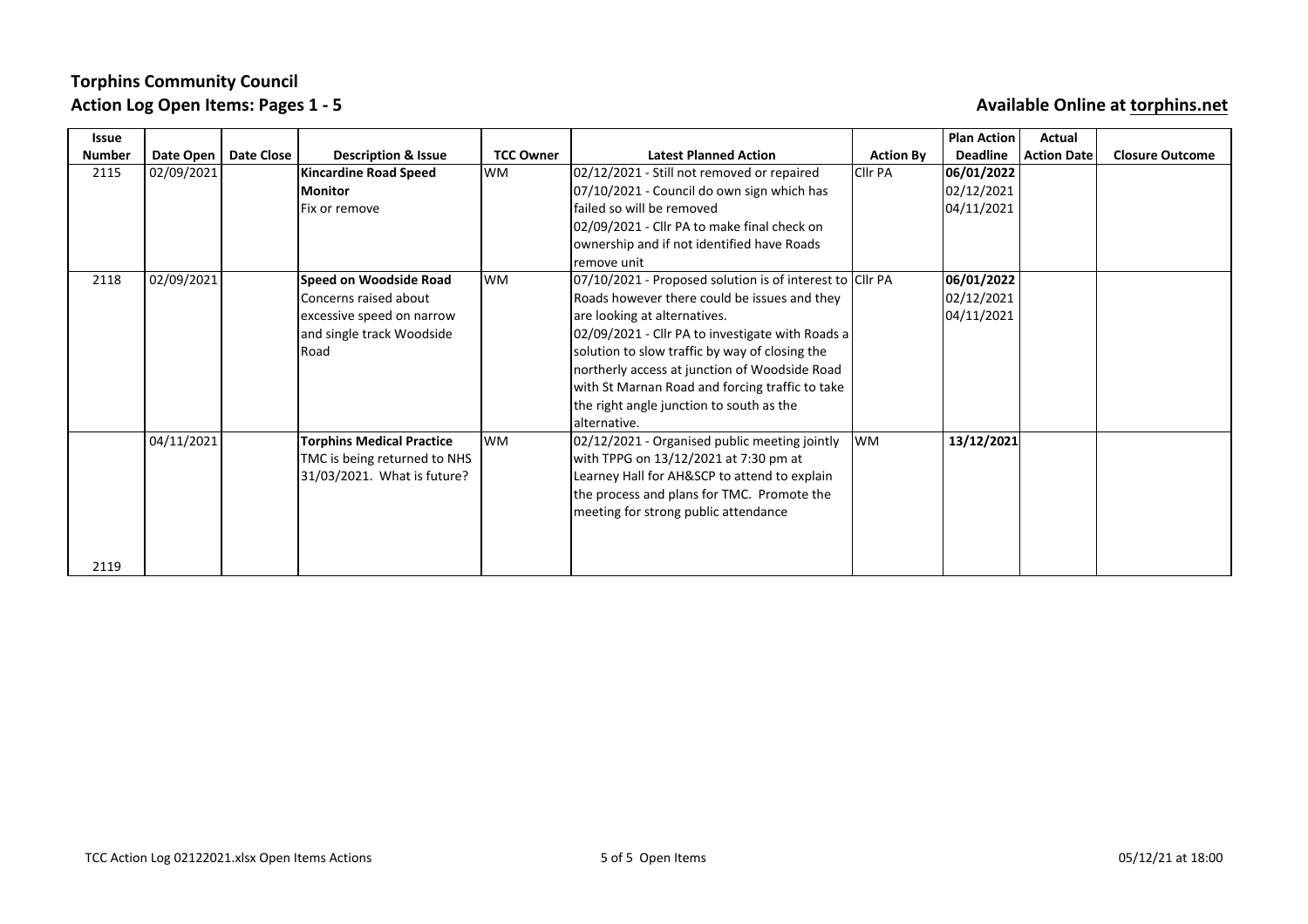# Torphins Community Council

## Action Log Open Items: Pages 1 - 5

**Available Online at torphins.net**

| Issue Number | Date Open | Date Close | Description & Issue | TCC Owner | Latest Planned Action | Action By | Plan Action Deadline | Actual Action Date | Closure Outcome |
|---|---|---|---|---|---|---|---|---|---|
| 2115 | 02/09/2021 | | **Kincardine Road Speed Monitor** Fix or remove | WM | 02/12/2021 - Still not removed or repaired<br>07/10/2021 - Council do own sign which has failed so will be removed<br>02/09/2021 - Cllr PA to make final check on ownership and if not identified have Roads remove unit | Cllr PA | **06/01/2022**<br>02/12/2021<br>04/11/2021 | | |
| 2118 | 02/09/2021 | | **Speed on Woodside Road** Concerns raised about excessive speed on narrow and single track Woodside Road | WM | 07/10/2021 - Proposed solution is of interest to Roads however there could be issues and they are looking at alternatives.<br>02/09/2021 - Cllr PA to investigate with Roads a solution to slow traffic by way of closing the northerly access at junction of Woodside Road with St Marnan Road and forcing traffic to take the right angle junction to south as the alternative. | Cllr PA | **06/01/2022**<br>02/12/2021<br>04/11/2021 | | |
| 2119 | 04/11/2021 | | **Torphins Medical Practice** TMC is being returned to NHS 31/03/2021. What is future? | WM | 02/12/2021 - Organised public meeting jointly with TPPG on 13/12/2021 at 7:30 pm at Learney Hall for AH&SCP to attend to explain the process and plans for TMC. Promote the meeting for strong public attendance | WM | **13/12/2021** | | |